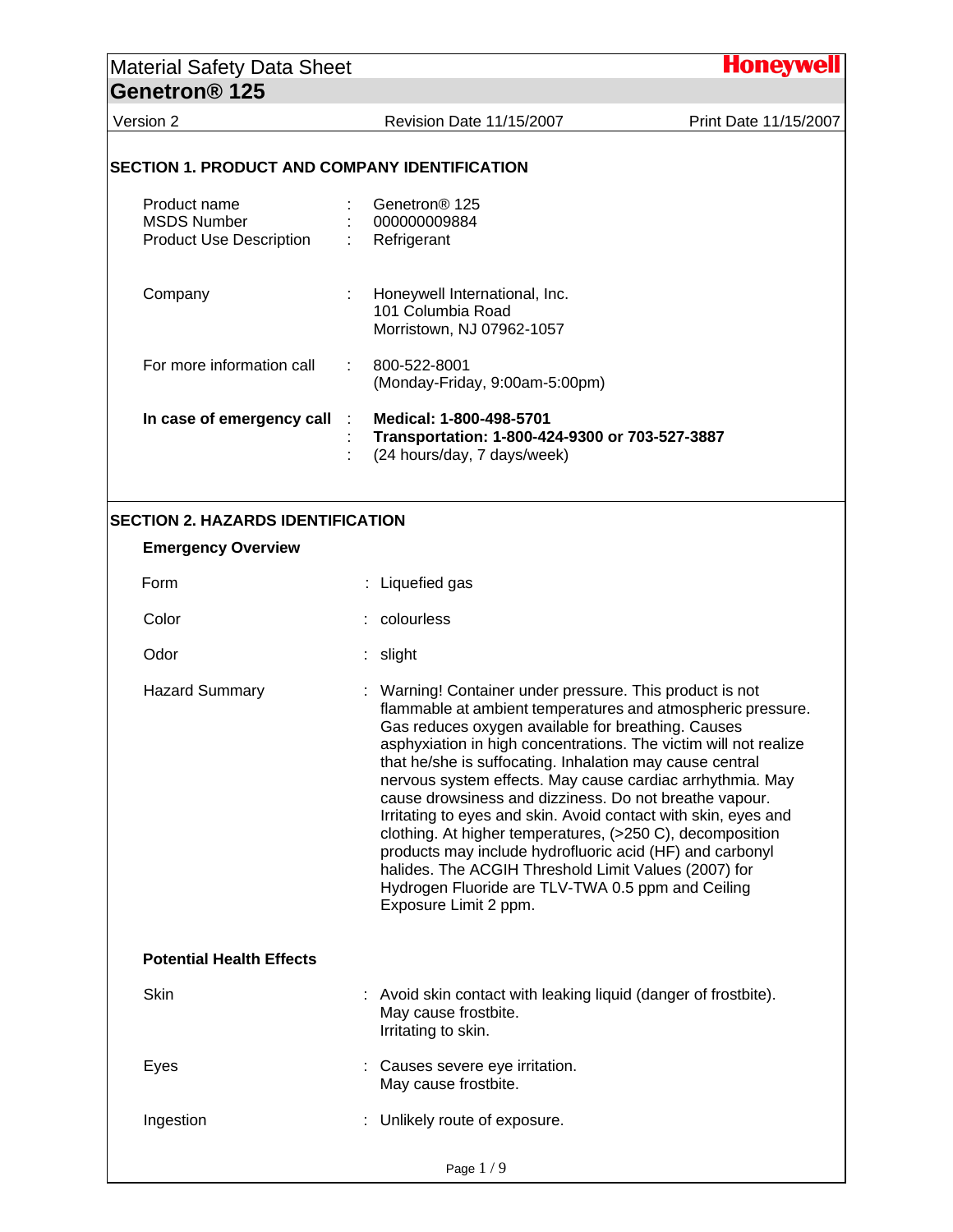# Material Safety Data Sheet

## Genetron® 125

Version 2 | Revision Date 11/15/2007 | Print Date 11/15/2007

## SECTION 1. PRODUCT AND COMPANY IDENTIFICATION

Product name : Genetron® 125
MSDS Number : 000000009884
Product Use Description : Refrigerant

Company : Honeywell International, Inc.
101 Columbia Road
Morristown, NJ 07962-1057

For more information call : 800-522-8001
(Monday-Friday, 9:00am-5:00pm)

**In case of emergency call** : **Medical: 1-800-498-5701**
: **Transportation: 1-800-424-9300 or 703-527-3887**
: (24 hours/day, 7 days/week)

## SECTION 2. HAZARDS IDENTIFICATION

### Emergency Overview

Form : Liquefied gas

Color : colourless

Odor : slight

Hazard Summary : Warning! Container under pressure. This product is not flammable at ambient temperatures and atmospheric pressure. Gas reduces oxygen available for breathing. Causes asphyxiation in high concentrations. The victim will not realize that he/she is suffocating. Inhalation may cause central nervous system effects. May cause cardiac arrhythmia. May cause drowsiness and dizziness. Do not breathe vapour. Irritating to eyes and skin. Avoid contact with skin, eyes and clothing. At higher temperatures, (>250 C), decomposition products may include hydrofluoric acid (HF) and carbonyl halides. The ACGIH Threshold Limit Values (2007) for Hydrogen Fluoride are TLV-TWA 0.5 ppm and Ceiling Exposure Limit 2 ppm.

### Potential Health Effects

Skin : Avoid skin contact with leaking liquid (danger of frostbite).
May cause frostbite.
Irritating to skin.

Eyes : Causes severe eye irritation.
May cause frostbite.

Ingestion : Unlikely route of exposure.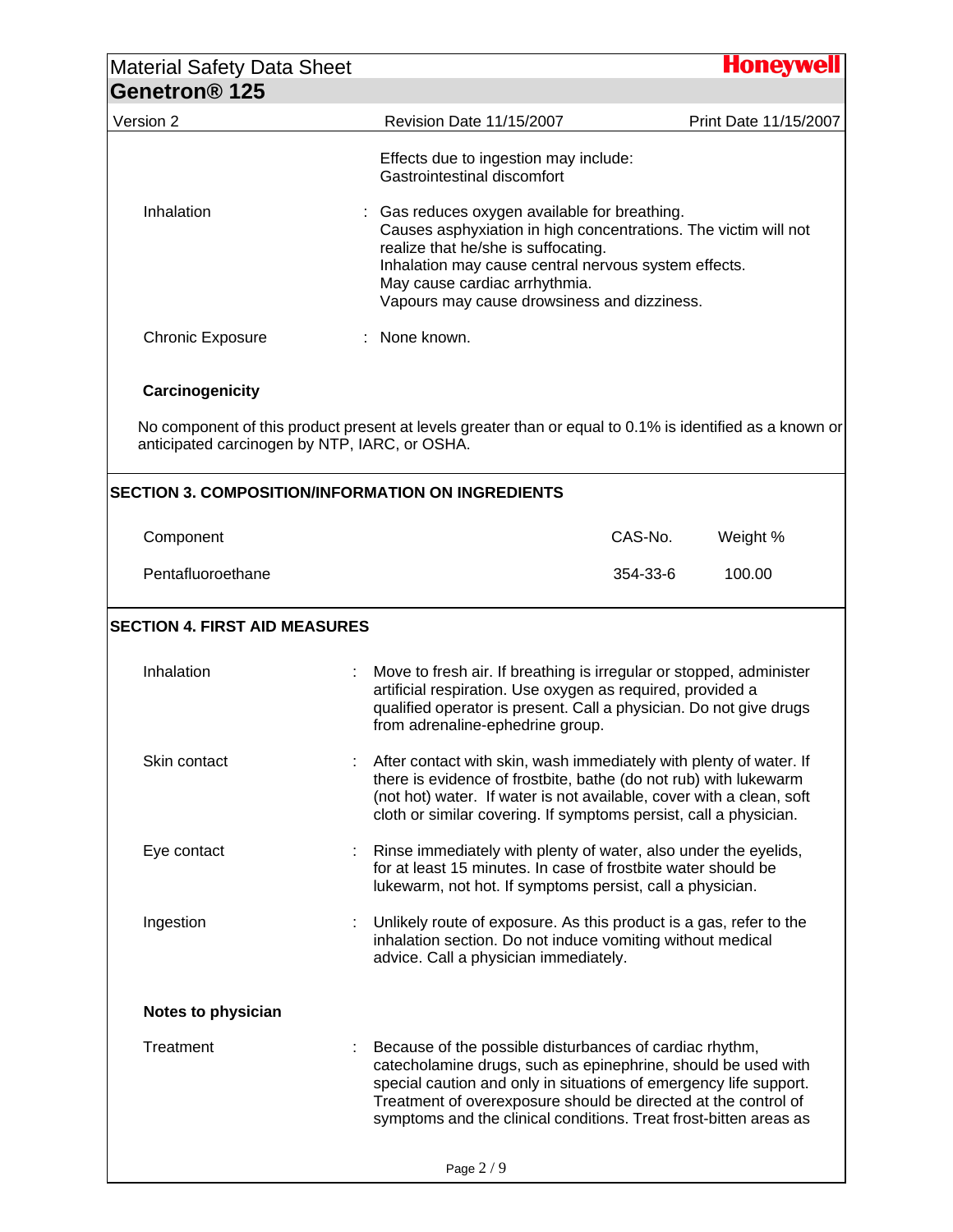Effects due to ingestion may include:
Gastrointestinal discomfort

Inhalation : Gas reduces oxygen available for breathing.
Causes asphyxiation in high concentrations. The victim will not realize that he/she is suffocating.
Inhalation may cause central nervous system effects.
May cause cardiac arrhythmia.
Vapours may cause drowsiness and dizziness.

Chronic Exposure : None known.

**Carcinogenicity**

No component of this product present at levels greater than or equal to 0.1% is identified as a known or anticipated carcinogen by NTP, IARC, or OSHA.

## SECTION 3. COMPOSITION/INFORMATION ON INGREDIENTS

| Component | CAS-No. | Weight % |
|---|---|---|
| Pentafluoroethane | 354-33-6 | 100.00 |

## SECTION 4. FIRST AID MEASURES

Inhalation : Move to fresh air. If breathing is irregular or stopped, administer artificial respiration. Use oxygen as required, provided a qualified operator is present. Call a physician. Do not give drugs from adrenaline-ephedrine group.

Skin contact : After contact with skin, wash immediately with plenty of water. If there is evidence of frostbite, bathe (do not rub) with lukewarm (not hot) water. If water is not available, cover with a clean, soft cloth or similar covering. If symptoms persist, call a physician.

Eye contact : Rinse immediately with plenty of water, also under the eyelids, for at least 15 minutes. In case of frostbite water should be lukewarm, not hot. If symptoms persist, call a physician.

Ingestion : Unlikely route of exposure. As this product is a gas, refer to the inhalation section. Do not induce vomiting without medical advice. Call a physician immediately.

**Notes to physician**

Treatment : Because of the possible disturbances of cardiac rhythm, catecholamine drugs, such as epinephrine, should be used with special caution and only in situations of emergency life support. Treatment of overexposure should be directed at the control of symptoms and the clinical conditions. Treat frost-bitten areas as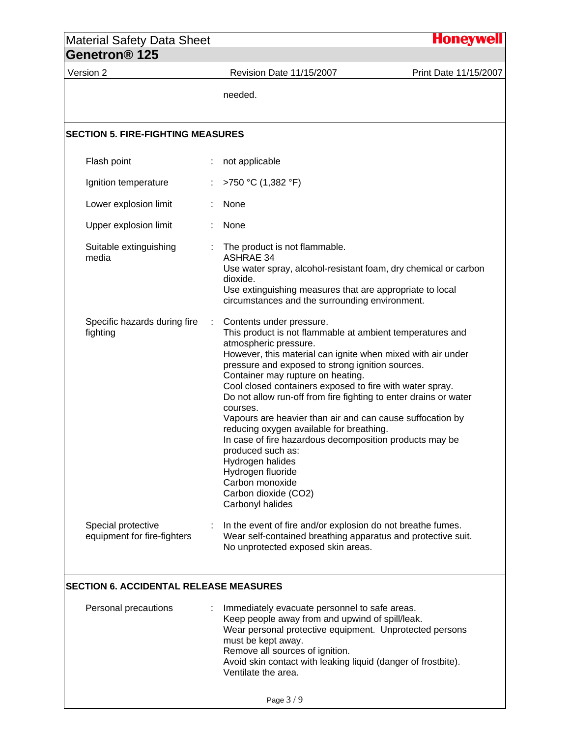needed.

## SECTION 5. FIRE-FIGHTING MEASURES

| | | |
|---|---|---|
| Flash point | : | not applicable |
| Ignition temperature | : | >750 °C (1,382 °F) |
| Lower explosion limit | : | None |
| Upper explosion limit | : | None |
| Suitable extinguishing media | : | The product is not flammable.<br>ASHRAE 34<br>Use water spray, alcohol-resistant foam, dry chemical or carbon dioxide.<br>Use extinguishing measures that are appropriate to local circumstances and the surrounding environment. |
| Specific hazards during fire fighting | : | Contents under pressure.<br>This product is not flammable at ambient temperatures and atmospheric pressure.<br>However, this material can ignite when mixed with air under pressure and exposed to strong ignition sources.<br>Container may rupture on heating.<br>Cool closed containers exposed to fire with water spray.<br>Do not allow run-off from fire fighting to enter drains or water courses.<br>Vapours are heavier than air and can cause suffocation by reducing oxygen available for breathing.<br>In case of fire hazardous decomposition products may be produced such as:<br>Hydrogen halides<br>Hydrogen fluoride<br>Carbon monoxide<br>Carbon dioxide ($CO_2$)<br>Carbonyl halides |
| Special protective equipment for fire-fighters | : | In the event of fire and/or explosion do not breathe fumes.<br>Wear self-contained breathing apparatus and protective suit.<br>No unprotected exposed skin areas. |

## SECTION 6. ACCIDENTAL RELEASE MEASURES

| | | |
|---|---|---|
| Personal precautions | : | Immediately evacuate personnel to safe areas.<br>Keep people away from and upwind of spill/leak.<br>Wear personal protective equipment. Unprotected persons must be kept away.<br>Remove all sources of ignition.<br>Avoid skin contact with leaking liquid (danger of frostbite).<br>Ventilate the area. |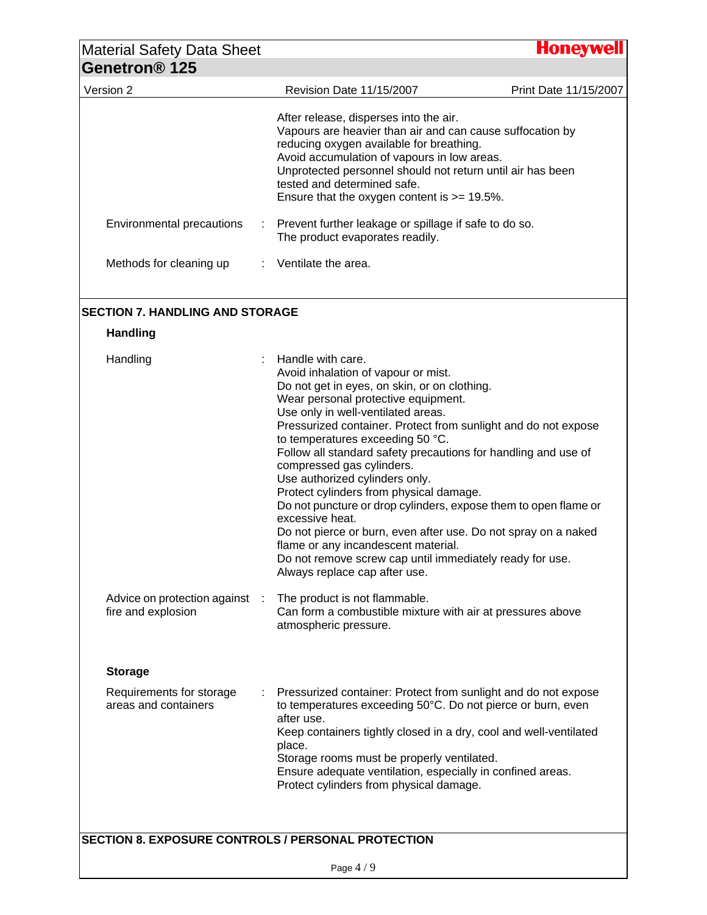After release, disperses into the air.
Vapours are heavier than air and can cause suffocation by reducing oxygen available for breathing.
Avoid accumulation of vapours in low areas.
Unprotected personnel should not return until air has been tested and determined safe.
Ensure that the oxygen content is >= 19.5%.

Environmental precautions : Prevent further leakage or spillage if safe to do so.
The product evaporates readily.

Methods for cleaning up : Ventilate the area.

## SECTION 7. HANDLING AND STORAGE

### Handling

Handling : Handle with care.
Avoid inhalation of vapour or mist.
Do not get in eyes, on skin, or on clothing.
Wear personal protective equipment.
Use only in well-ventilated areas.
Pressurized container. Protect from sunlight and do not expose to temperatures exceeding 50 °C.
Follow all standard safety precautions for handling and use of compressed gas cylinders.
Use authorized cylinders only.
Protect cylinders from physical damage.
Do not puncture or drop cylinders, expose them to open flame or excessive heat.
Do not pierce or burn, even after use. Do not spray on a naked flame or any incandescent material.
Do not remove screw cap until immediately ready for use.
Always replace cap after use.

Advice on protection against fire and explosion : The product is not flammable.
Can form a combustible mixture with air at pressures above atmospheric pressure.

### Storage

Requirements for storage areas and containers : Pressurized container: Protect from sunlight and do not expose to temperatures exceeding 50°C. Do not pierce or burn, even after use.
Keep containers tightly closed in a dry, cool and well-ventilated place.
Storage rooms must be properly ventilated.
Ensure adequate ventilation, especially in confined areas.
Protect cylinders from physical damage.

## SECTION 8. EXPOSURE CONTROLS / PERSONAL PROTECTION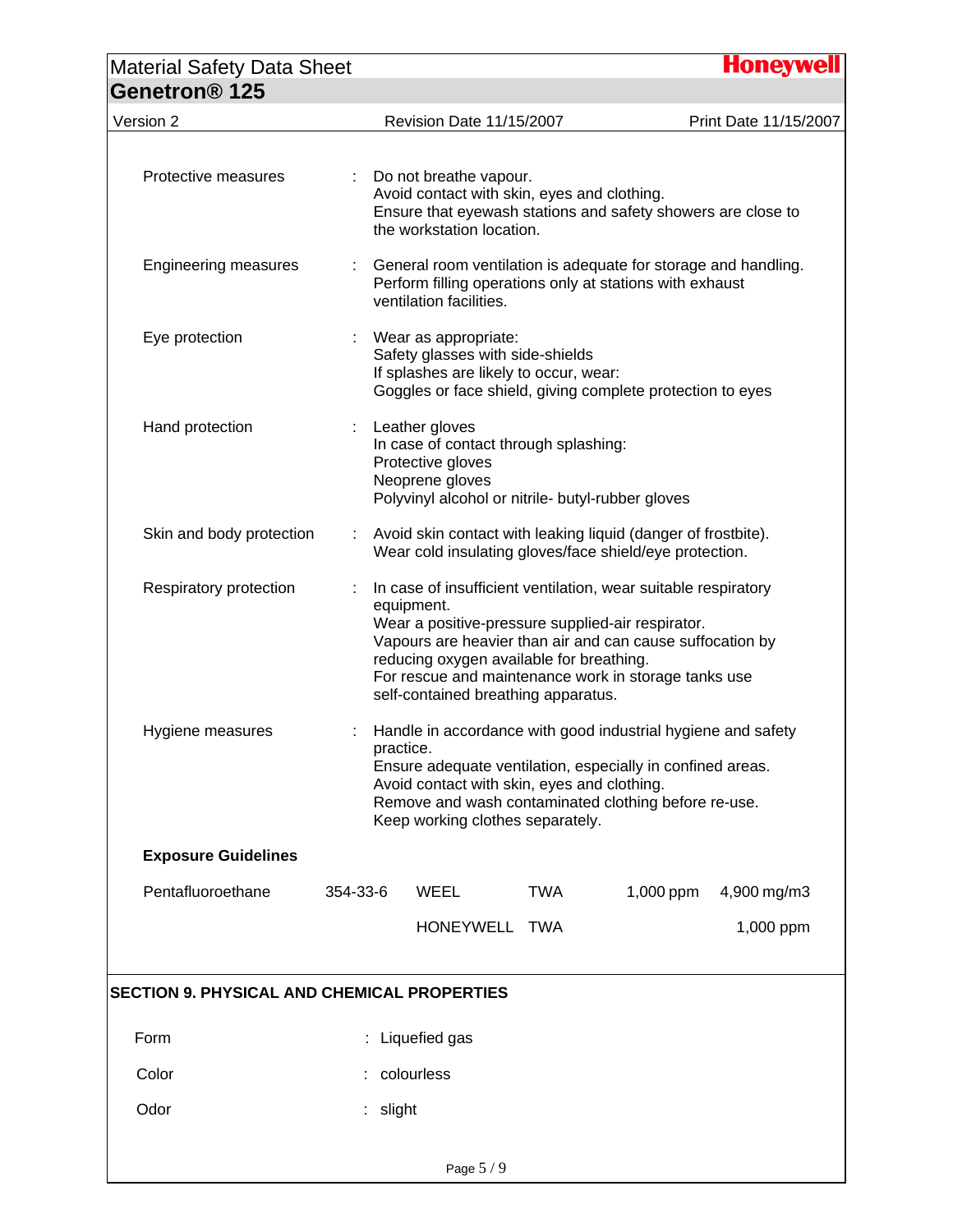Protective measures : Do not breathe vapour.
Avoid contact with skin, eyes and clothing.
Ensure that eyewash stations and safety showers are close to the workstation location.

Engineering measures : General room ventilation is adequate for storage and handling.
Perform filling operations only at stations with exhaust ventilation facilities.

Eye protection : Wear as appropriate:
Safety glasses with side-shields
If splashes are likely to occur, wear:
Goggles or face shield, giving complete protection to eyes

Hand protection : Leather gloves
In case of contact through splashing:
Protective gloves
Neoprene gloves
Polyvinyl alcohol or nitrile- butyl-rubber gloves

Skin and body protection : Avoid skin contact with leaking liquid (danger of frostbite).
Wear cold insulating gloves/face shield/eye protection.

Respiratory protection : In case of insufficient ventilation, wear suitable respiratory equipment.
Wear a positive-pressure supplied-air respirator.
Vapours are heavier than air and can cause suffocation by reducing oxygen available for breathing.
For rescue and maintenance work in storage tanks use self-contained breathing apparatus.

Hygiene measures : Handle in accordance with good industrial hygiene and safety practice.
Ensure adequate ventilation, especially in confined areas.
Avoid contact with skin, eyes and clothing.
Remove and wash contaminated clothing before re-use.
Keep working clothes separately.

**Exposure Guidelines**

| | | | | | |
|---|---|---|---|---|---|
| Pentafluoroethane | 354-33-6 | WEEL | TWA | 1,000 ppm | 4,900 mg/m3 |
| | | HONEYWELL | TWA | | 1,000 ppm |

## SECTION 9. PHYSICAL AND CHEMICAL PROPERTIES

Form : Liquefied gas

Color : colourless

Odor : slight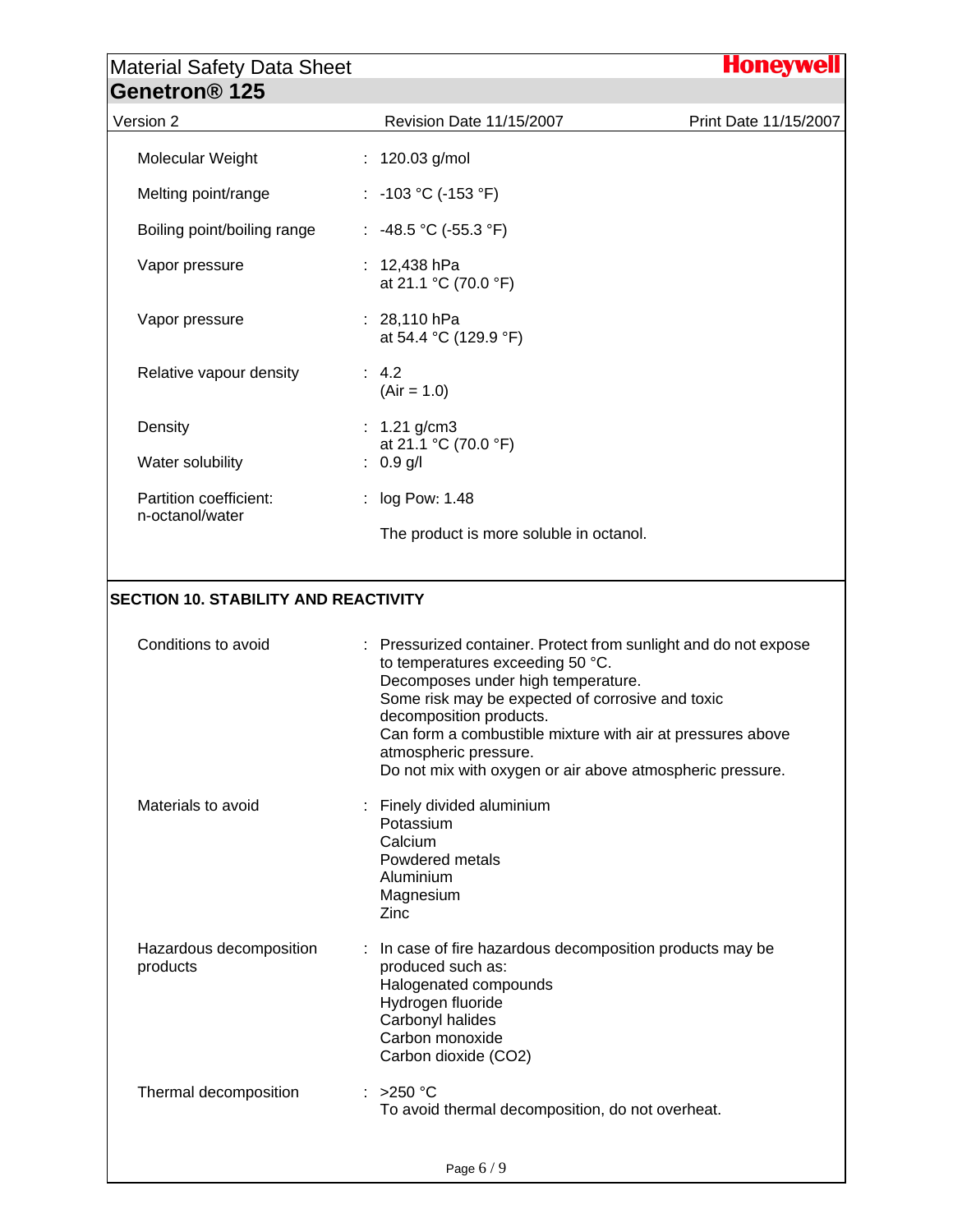| Property | Value |
|---|---|
| Molecular Weight | : 120.03 g/mol |
| Melting point/range | : -103 °C (-153 °F) |
| Boiling point/boiling range | : -48.5 °C (-55.3 °F) |
| Vapor pressure | : 12,438 hPa at 21.1 °C (70.0 °F) |
| Vapor pressure | : 28,110 hPa at 54.4 °C (129.9 °F) |
| Relative vapour density | : 4.2 (Air = 1.0) |
| Density | : 1.21 g/cm3 at 21.1 °C (70.0 °F) |
| Water solubility | : 0.9 g/l |
| Partition coefficient: n-octanol/water | : log Pow: 1.48 The product is more soluble in octanol. |

## SECTION 10. STABILITY AND REACTIVITY

**Conditions to avoid**
: Pressurized container. Protect from sunlight and do not expose to temperatures exceeding 50 °C.
Decomposes under high temperature.
Some risk may be expected of corrosive and toxic decomposition products.
Can form a combustible mixture with air at pressures above atmospheric pressure.
Do not mix with oxygen or air above atmospheric pressure.

**Materials to avoid**
: Finely divided aluminium
Potassium
Calcium
Powdered metals
Aluminium
Magnesium
Zinc

**Hazardous decomposition products**
: In case of fire hazardous decomposition products may be produced such as:
Halogenated compounds
Hydrogen fluoride
Carbonyl halides
Carbon monoxide
Carbon dioxide ($CO_2$)

**Thermal decomposition**
: >250 °C
To avoid thermal decomposition, do not overheat.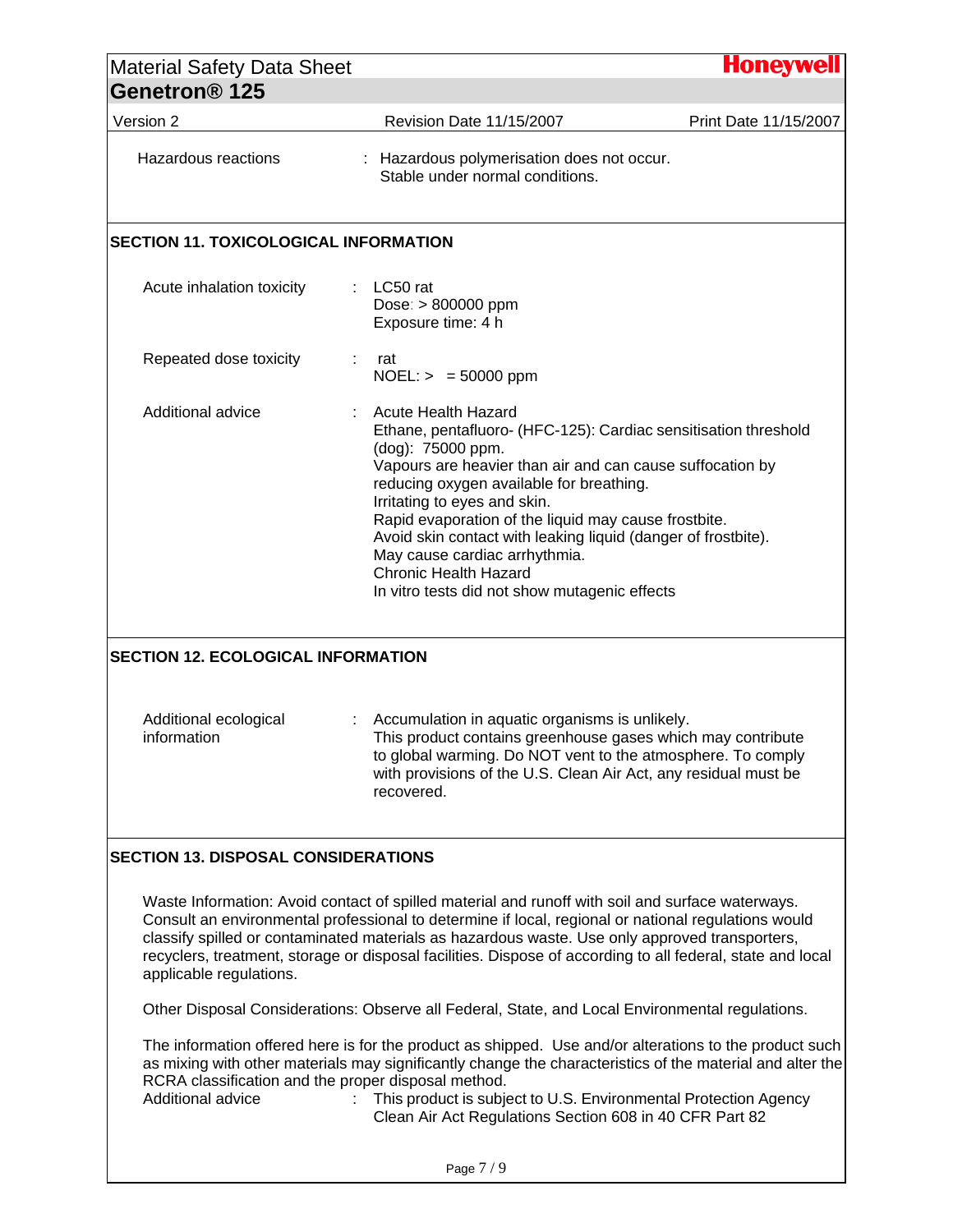Hazardous reactions : Hazardous polymerisation does not occur.
Stable under normal conditions.

## SECTION 11. TOXICOLOGICAL INFORMATION

| | |
|---|---|
| Acute inhalation toxicity | : LC50 rat<br>Dose: > 800000 ppm<br>Exposure time: 4 h |
| Repeated dose toxicity | : rat<br>NOEL: > = 50000 ppm |
| Additional advice | : Acute Health Hazard<br>Ethane, pentafluoro- (HFC-125): Cardiac sensitisation threshold (dog): 75000 ppm.<br>Vapours are heavier than air and can cause suffocation by reducing oxygen available for breathing.<br>Irritating to eyes and skin.<br>Rapid evaporation of the liquid may cause frostbite.<br>Avoid skin contact with leaking liquid (danger of frostbite).<br>May cause cardiac arrhythmia.<br>Chronic Health Hazard<br>In vitro tests did not show mutagenic effects |

## SECTION 12. ECOLOGICAL INFORMATION

| | |
|---|---|
| Additional ecological information | : Accumulation in aquatic organisms is unlikely.<br>This product contains greenhouse gases which may contribute to global warming. Do NOT vent to the atmosphere. To comply with provisions of the U.S. Clean Air Act, any residual must be recovered. |

## SECTION 13. DISPOSAL CONSIDERATIONS

Waste Information: Avoid contact of spilled material and runoff with soil and surface waterways. Consult an environmental professional to determine if local, regional or national regulations would classify spilled or contaminated materials as hazardous waste. Use only approved transporters, recyclers, treatment, storage or disposal facilities. Dispose of according to all federal, state and local applicable regulations.

Other Disposal Considerations: Observe all Federal, State, and Local Environmental regulations.

The information offered here is for the product as shipped. Use and/or alterations to the product such as mixing with other materials may significantly change the characteristics of the material and alter the RCRA classification and the proper disposal method.

Additional advice : This product is subject to U.S. Environmental Protection Agency Clean Air Act Regulations Section 608 in 40 CFR Part 82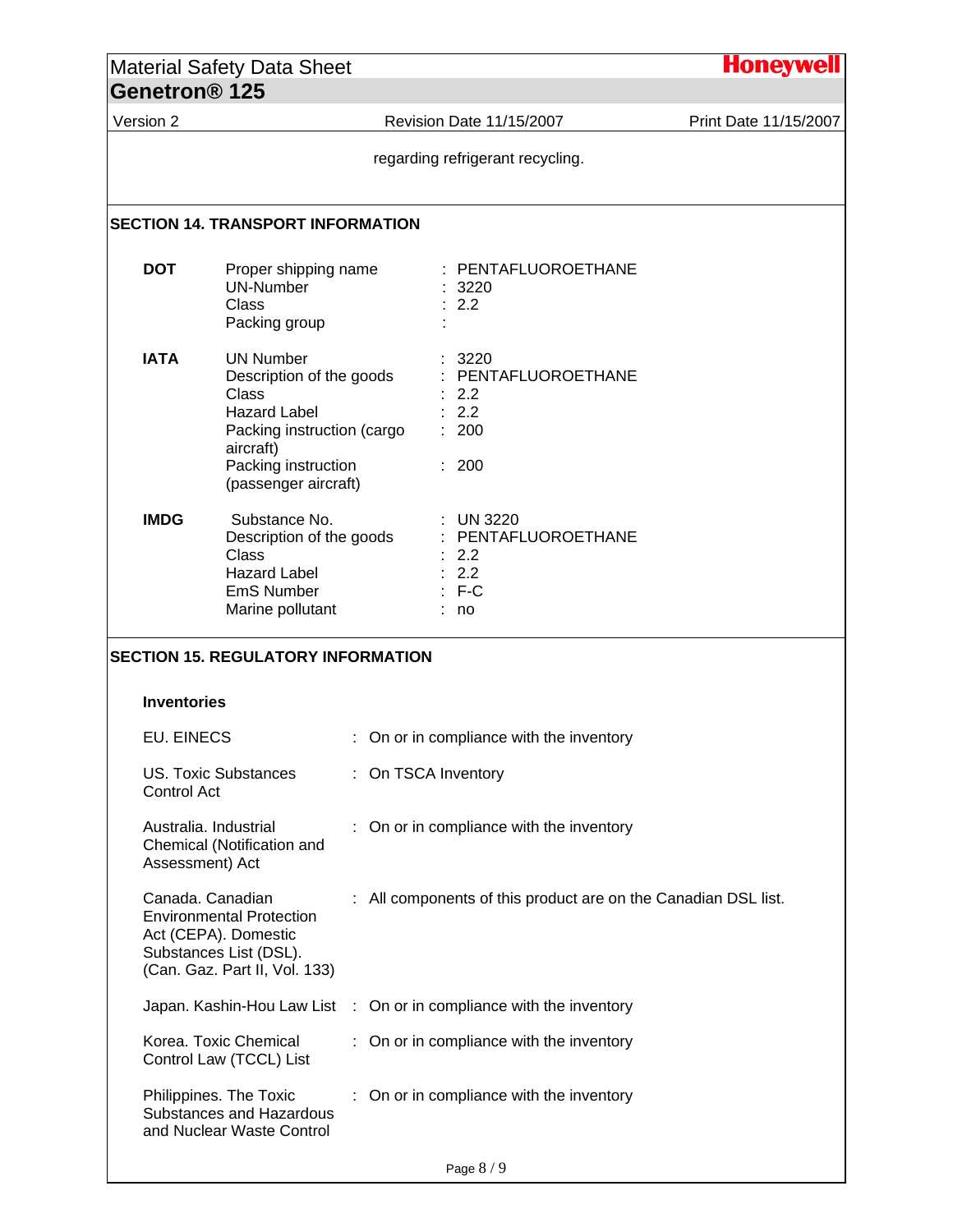regarding refrigerant recycling.

## SECTION 14. TRANSPORT INFORMATION

**DOT**

| | |
|---|---|
| Proper shipping name | : PENTAFLUOROETHANE |
| UN-Number | : 3220 |
| Class | : 2.2 |
| Packing group | : |

**IATA**

| | |
|---|---|
| UN Number | : 3220 |
| Description of the goods | : PENTAFLUOROETHANE |
| Class | : 2.2 |
| Hazard Label | : 2.2 |
| Packing instruction (cargo aircraft) | : 200 |
| Packing instruction (passenger aircraft) | : 200 |

**IMDG**

| | |
|---|---|
| Substance No. | : UN 3220 |
| Description of the goods | : PENTAFLUOROETHANE |
| Class | : 2.2 |
| Hazard Label | : 2.2 |
| EmS Number | : F-C |
| Marine pollutant | : no |

## SECTION 15. REGULATORY INFORMATION

**Inventories**

| | |
|---|---|
| EU. EINECS | : On or in compliance with the inventory |
| US. Toxic Substances Control Act | : On TSCA Inventory |
| Australia. Industrial Chemical (Notification and Assessment) Act | : On or in compliance with the inventory |
| Canada. Canadian Environmental Protection Act (CEPA). Domestic Substances List (DSL). (Can. Gaz. Part II, Vol. 133) | : All components of this product are on the Canadian DSL list. |
| Japan. Kashin-Hou Law List | : On or in compliance with the inventory |
| Korea. Toxic Chemical Control Law (TCCL) List | : On or in compliance with the inventory |
| Philippines. The Toxic Substances and Hazardous and Nuclear Waste Control | : On or in compliance with the inventory |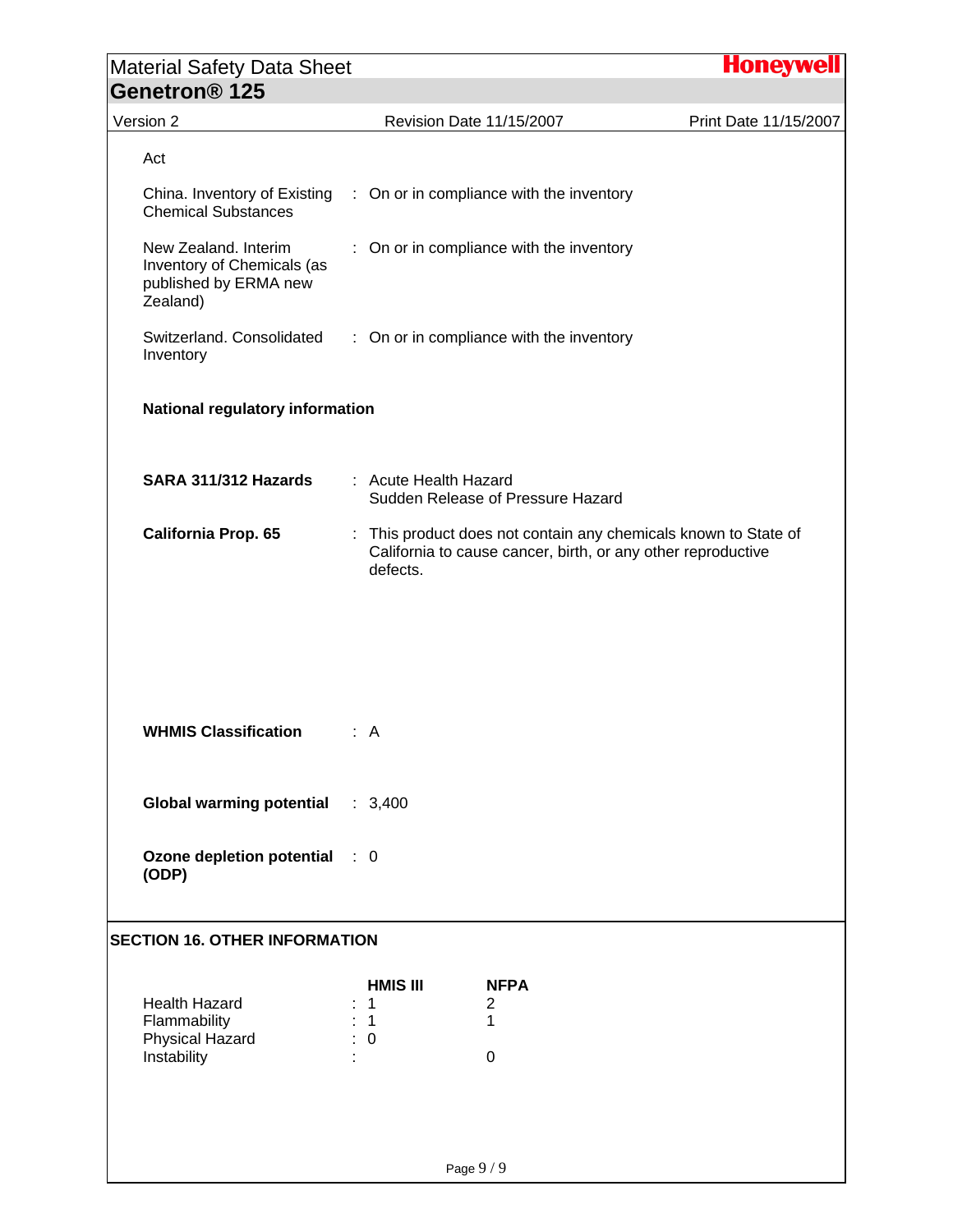Act

| | | |
|---|---|---|
| China. Inventory of Existing Chemical Substances | : | On or in compliance with the inventory |
| New Zealand. Interim Inventory of Chemicals (as published by ERMA new Zealand) | : | On or in compliance with the inventory |
| Switzerland. Consolidated Inventory | : | On or in compliance with the inventory |

**National regulatory information**

| | | |
|---|---|---|
| **SARA 311/312 Hazards** | : | Acute Health Hazard<br>Sudden Release of Pressure Hazard |
| **California Prop. 65** | : | This product does not contain any chemicals known to State of California to cause cancer, birth, or any other reproductive defects. |
| **WHMIS Classification** | : | A |
| **Global warming potential** | : | 3,400 |
| **Ozone depletion potential (ODP)** | : | 0 |

## SECTION 16. OTHER INFORMATION

| | | **HMIS III** | **NFPA** |
|---|---|---|---|
| Health Hazard | : | 1 | 2 |
| Flammability | : | 1 | 1 |
| Physical Hazard | : | 0 | |
| Instability | : | | 0 |